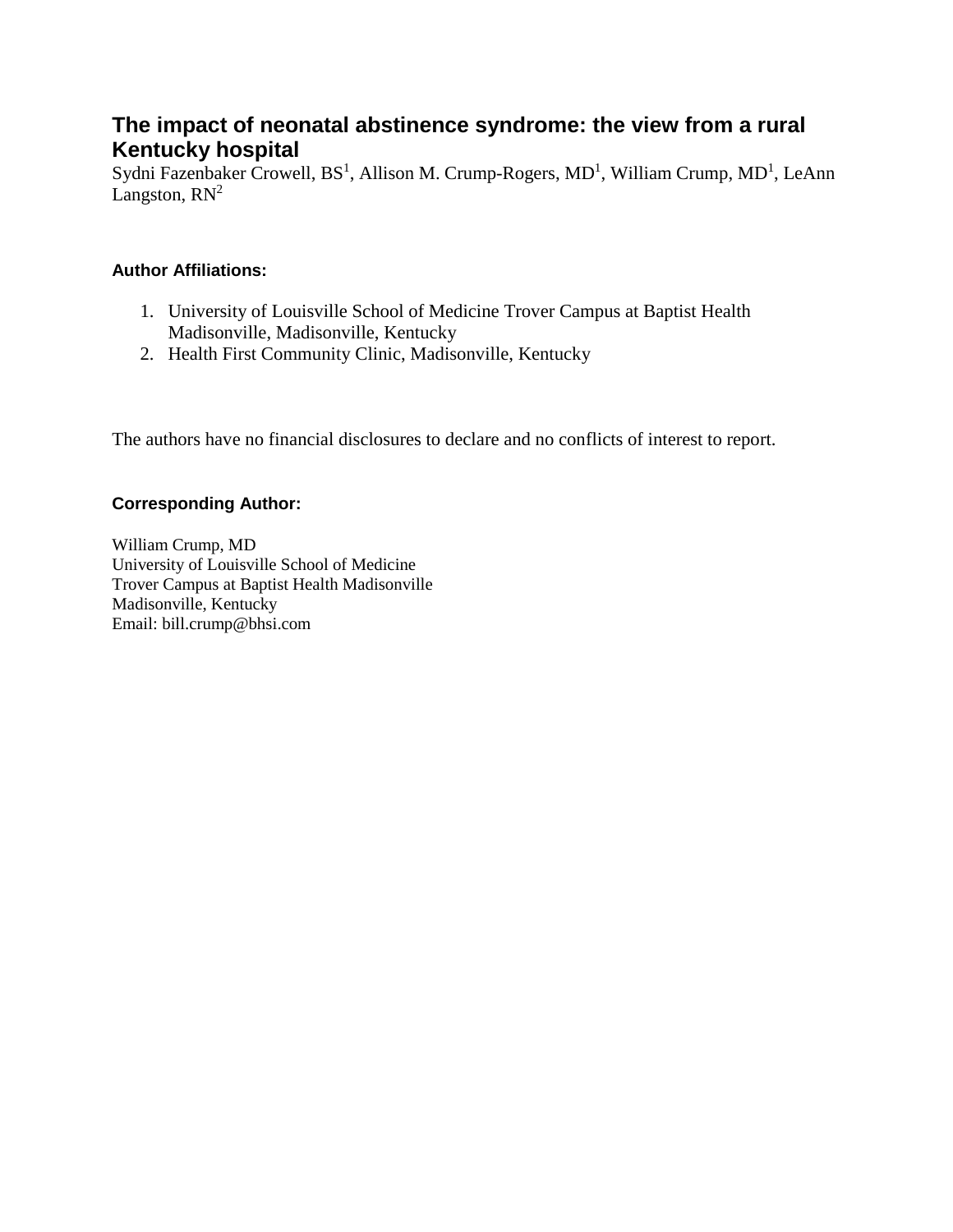# The impact of neonatal abstinence syndrome: the view from a rural Kentucky hospital

Sydni Fazenbaker Crowell, BS[1], Allison M. Crump-Rogers, MD[1], William Crump, MD[1], LeAnn Langston, RN[2]

**Author Affiliations:**

1. University of Louisville School of Medicine Trover Campus at Baptist Health Madisonville, Madisonville, Kentucky
2. Health First Community Clinic, Madisonville, Kentucky

The authors have no financial disclosures to declare and no conflicts of interest to report.

**Corresponding Author:**

William Crump, MD
University of Louisville School of Medicine
Trover Campus at Baptist Health Madisonville
Madisonville, Kentucky
Email: bill.crump@bhsi.com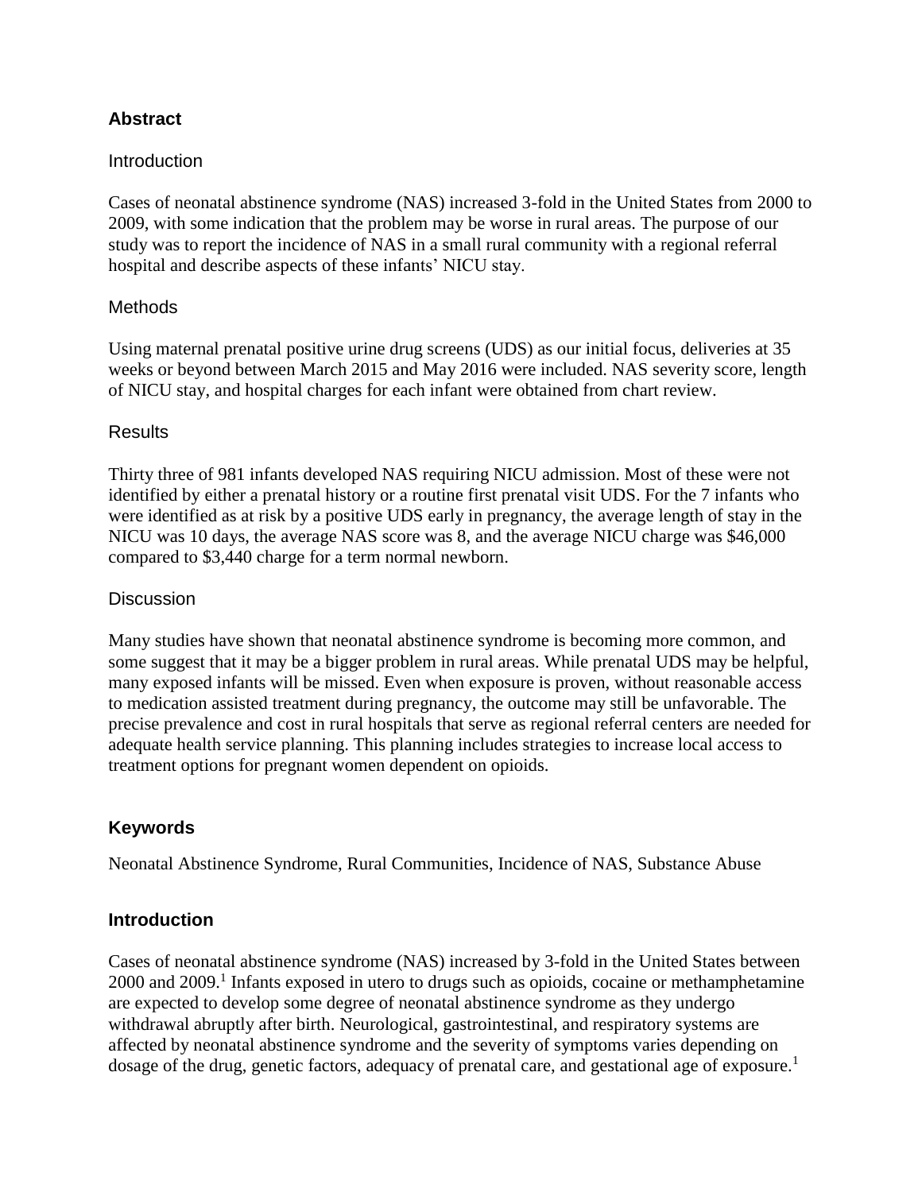## Abstract

### Introduction

Cases of neonatal abstinence syndrome (NAS) increased 3-fold in the United States from 2000 to 2009, with some indication that the problem may be worse in rural areas. The purpose of our study was to report the incidence of NAS in a small rural community with a regional referral hospital and describe aspects of these infants' NICU stay.

### Methods

Using maternal prenatal positive urine drug screens (UDS) as our initial focus, deliveries at 35 weeks or beyond between March 2015 and May 2016 were included. NAS severity score, length of NICU stay, and hospital charges for each infant were obtained from chart review.

### Results

Thirty three of 981 infants developed NAS requiring NICU admission. Most of these were not identified by either a prenatal history or a routine first prenatal visit UDS. For the 7 infants who were identified as at risk by a positive UDS early in pregnancy, the average length of stay in the NICU was 10 days, the average NAS score was 8, and the average NICU charge was $46,000 compared to $3,440 charge for a term normal newborn.

### Discussion

Many studies have shown that neonatal abstinence syndrome is becoming more common, and some suggest that it may be a bigger problem in rural areas. While prenatal UDS may be helpful, many exposed infants will be missed. Even when exposure is proven, without reasonable access to medication assisted treatment during pregnancy, the outcome may still be unfavorable. The precise prevalence and cost in rural hospitals that serve as regional referral centers are needed for adequate health service planning. This planning includes strategies to increase local access to treatment options for pregnant women dependent on opioids.

## Keywords

Neonatal Abstinence Syndrome, Rural Communities, Incidence of NAS, Substance Abuse

## Introduction

Cases of neonatal abstinence syndrome (NAS) increased by 3-fold in the United States between 2000 and 2009.[1] Infants exposed in utero to drugs such as opioids, cocaine or methamphetamine are expected to develop some degree of neonatal abstinence syndrome as they undergo withdrawal abruptly after birth. Neurological, gastrointestinal, and respiratory systems are affected by neonatal abstinence syndrome and the severity of symptoms varies depending on dosage of the drug, genetic factors, adequacy of prenatal care, and gestational age of exposure.[1]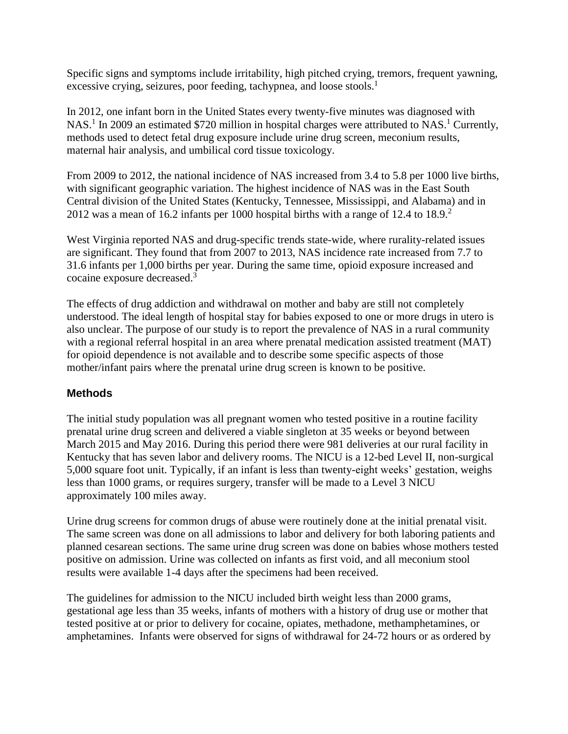Specific signs and symptoms include irritability, high pitched crying, tremors, frequent yawning, excessive crying, seizures, poor feeding, tachypnea, and loose stools.[1]

In 2012, one infant born in the United States every twenty-five minutes was diagnosed with NAS.[1] In 2009 an estimated $720 million in hospital charges were attributed to NAS.[1] Currently, methods used to detect fetal drug exposure include urine drug screen, meconium results, maternal hair analysis, and umbilical cord tissue toxicology.

From 2009 to 2012, the national incidence of NAS increased from 3.4 to 5.8 per 1000 live births, with significant geographic variation. The highest incidence of NAS was in the East South Central division of the United States (Kentucky, Tennessee, Mississippi, and Alabama) and in 2012 was a mean of 16.2 infants per 1000 hospital births with a range of 12.4 to 18.9.[2]

West Virginia reported NAS and drug-specific trends state-wide, where rurality-related issues are significant. They found that from 2007 to 2013, NAS incidence rate increased from 7.7 to 31.6 infants per 1,000 births per year. During the same time, opioid exposure increased and cocaine exposure decreased.[3]

The effects of drug addiction and withdrawal on mother and baby are still not completely understood. The ideal length of hospital stay for babies exposed to one or more drugs in utero is also unclear. The purpose of our study is to report the prevalence of NAS in a rural community with a regional referral hospital in an area where prenatal medication assisted treatment (MAT) for opioid dependence is not available and to describe some specific aspects of those mother/infant pairs where the prenatal urine drug screen is known to be positive.

## Methods

The initial study population was all pregnant women who tested positive in a routine facility prenatal urine drug screen and delivered a viable singleton at 35 weeks or beyond between March 2015 and May 2016. During this period there were 981 deliveries at our rural facility in Kentucky that has seven labor and delivery rooms. The NICU is a 12-bed Level II, non-surgical 5,000 square foot unit. Typically, if an infant is less than twenty-eight weeks' gestation, weighs less than 1000 grams, or requires surgery, transfer will be made to a Level 3 NICU approximately 100 miles away.

Urine drug screens for common drugs of abuse were routinely done at the initial prenatal visit. The same screen was done on all admissions to labor and delivery for both laboring patients and planned cesarean sections. The same urine drug screen was done on babies whose mothers tested positive on admission. Urine was collected on infants as first void, and all meconium stool results were available 1-4 days after the specimens had been received.

The guidelines for admission to the NICU included birth weight less than 2000 grams, gestational age less than 35 weeks, infants of mothers with a history of drug use or mother that tested positive at or prior to delivery for cocaine, opiates, methadone, methamphetamines, or amphetamines. Infants were observed for signs of withdrawal for 24-72 hours or as ordered by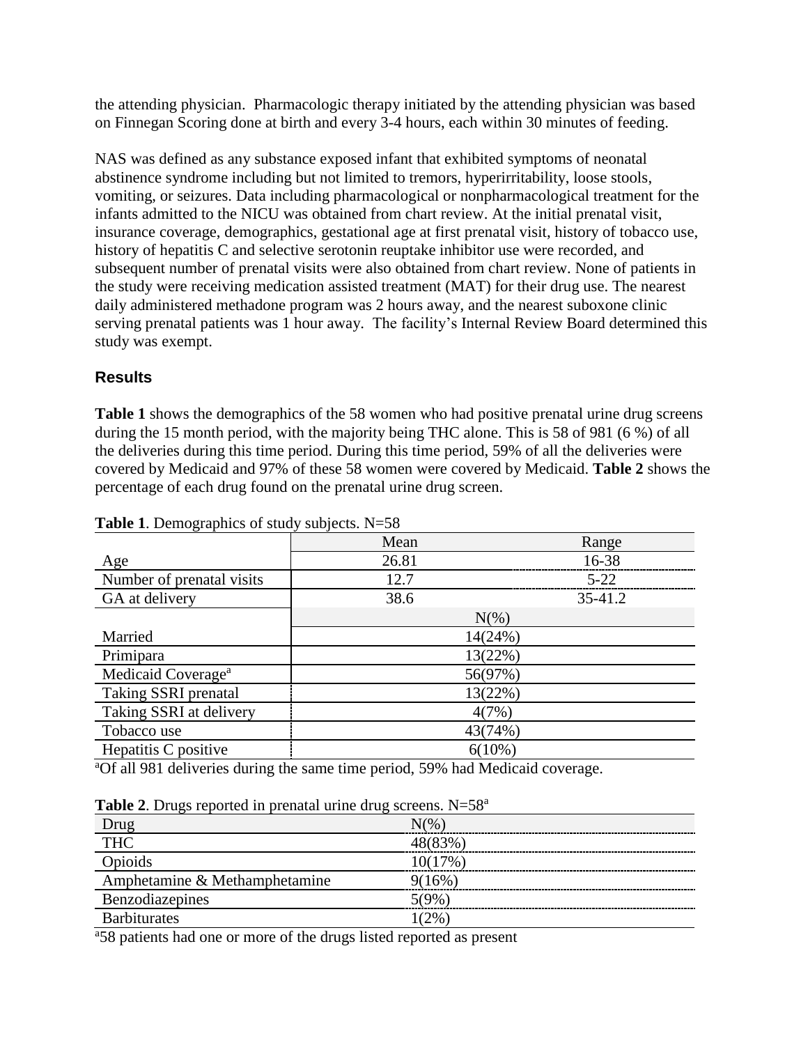the attending physician. Pharmacologic therapy initiated by the attending physician was based on Finnegan Scoring done at birth and every 3-4 hours, each within 30 minutes of feeding.

NAS was defined as any substance exposed infant that exhibited symptoms of neonatal abstinence syndrome including but not limited to tremors, hyperirritability, loose stools, vomiting, or seizures. Data including pharmacological or nonpharmacological treatment for the infants admitted to the NICU was obtained from chart review. At the initial prenatal visit, insurance coverage, demographics, gestational age at first prenatal visit, history of tobacco use, history of hepatitis C and selective serotonin reuptake inhibitor use were recorded, and subsequent number of prenatal visits were also obtained from chart review. None of patients in the study were receiving medication assisted treatment (MAT) for their drug use. The nearest daily administered methadone program was 2 hours away, and the nearest suboxone clinic serving prenatal patients was 1 hour away. The facility's Internal Review Board determined this study was exempt.

## Results

**Table 1** shows the demographics of the 58 women who had positive prenatal urine drug screens during the 15 month period, with the majority being THC alone. This is 58 of 981 (6 %) of all the deliveries during this time period. During this time period, 59% of all the deliveries were covered by Medicaid and 97% of these 58 women were covered by Medicaid. **Table 2** shows the percentage of each drug found on the prenatal urine drug screen.

**Table 1**. Demographics of study subjects. N=58

| | Mean | Range |
|---|---|---|
| Age | 26.81 | 16-38 |
| Number of prenatal visits | 12.7 | 5-22 |
| GA at delivery | 38.6 | 35-41.2 |
| | N(%) | |
| Married | 14(24%) | |
| Primipara | 13(22%) | |
| Medicaid Coverage[a] | 56(97%) | |
| Taking SSRI prenatal | 13(22%) | |
| Taking SSRI at delivery | 4(7%) | |
| Tobacco use | 43(74%) | |
| Hepatitis C positive | 6(10%) | |

[a]Of all 981 deliveries during the same time period, 59% had Medicaid coverage.

**Table 2**. Drugs reported in prenatal urine drug screens. N=58[a]

| Drug | N(%) |
|---|---|
| THC | 48(83%) |
| Opioids | 10(17%) |
| Amphetamine & Methamphetamine | 9(16%) |
| Benzodiazepines | 5(9%) |
| Barbiturates | 1(2%) |

[a]58 patients had one or more of the drugs listed reported as present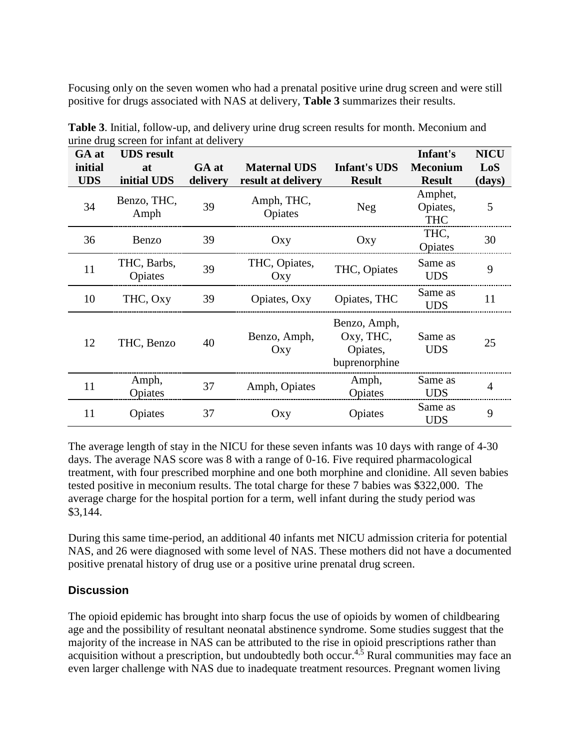Focusing only on the seven women who had a prenatal positive urine drug screen and were still positive for drugs associated with NAS at delivery, **Table 3** summarizes their results.

**Table 3**. Initial, follow-up, and delivery urine drug screen results for month. Meconium and urine drug screen for infant at delivery

| GA at initial UDS | UDS result at initial UDS | GA at delivery | Maternal UDS result at delivery | Infant's UDS Result | Infant's Meconium Result | NICU LoS (days) |
|---|---|---|---|---|---|---|
| 34 | Benzo, THC, Amph | 39 | Amph, THC, Opiates | Neg | Amphet, Opiates, THC | 5 |
| 36 | Benzo | 39 | Oxy | Oxy | THC, Opiates | 30 |
| 11 | THC, Barbs, Opiates | 39 | THC, Opiates, Oxy | THC, Opiates | Same as UDS | 9 |
| 10 | THC, Oxy | 39 | Opiates, Oxy | Opiates, THC | Same as UDS | 11 |
| 12 | THC, Benzo | 40 | Benzo, Amph, Oxy | Benzo, Amph, Oxy, THC, Opiates, buprenorphine | Same as UDS | 25 |
| 11 | Amph, Opiates | 37 | Amph, Opiates | Amph, Opiates | Same as UDS | 4 |
| 11 | Opiates | 37 | Oxy | Opiates | Same as UDS | 9 |

The average length of stay in the NICU for these seven infants was 10 days with range of 4-30 days. The average NAS score was 8 with a range of 0-16. Five required pharmacological treatment, with four prescribed morphine and one both morphine and clonidine. All seven babies tested positive in meconium results. The total charge for these 7 babies was $322,000. The average charge for the hospital portion for a term, well infant during the study period was $3,144.

During this same time-period, an additional 40 infants met NICU admission criteria for potential NAS, and 26 were diagnosed with some level of NAS. These mothers did not have a documented positive prenatal history of drug use or a positive urine prenatal drug screen.

## Discussion

The opioid epidemic has brought into sharp focus the use of opioids by women of childbearing age and the possibility of resultant neonatal abstinence syndrome. Some studies suggest that the majority of the increase in NAS can be attributed to the rise in opioid prescriptions rather than acquisition without a prescription, but undoubtedly both occur.[4,5] Rural communities may face an even larger challenge with NAS due to inadequate treatment resources. Pregnant women living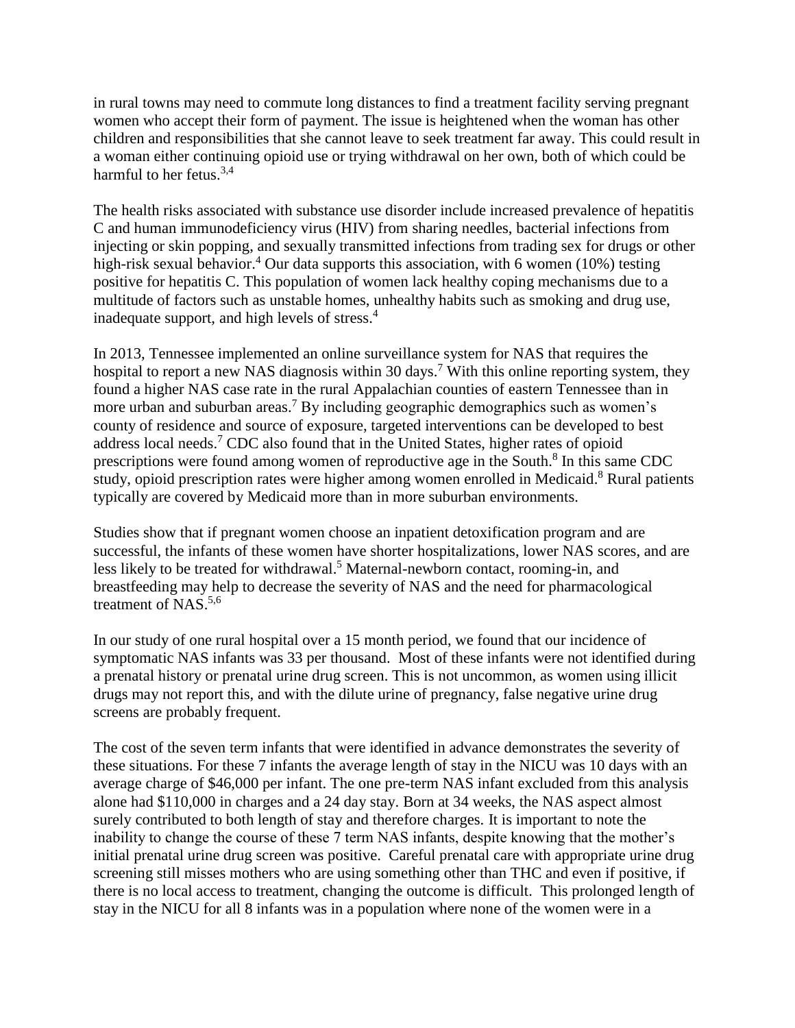in rural towns may need to commute long distances to find a treatment facility serving pregnant women who accept their form of payment. The issue is heightened when the woman has other children and responsibilities that she cannot leave to seek treatment far away. This could result in a woman either continuing opioid use or trying withdrawal on her own, both of which could be harmful to her fetus.[3,4]

The health risks associated with substance use disorder include increased prevalence of hepatitis C and human immunodeficiency virus (HIV) from sharing needles, bacterial infections from injecting or skin popping, and sexually transmitted infections from trading sex for drugs or other high-risk sexual behavior.[4] Our data supports this association, with 6 women (10%) testing positive for hepatitis C. This population of women lack healthy coping mechanisms due to a multitude of factors such as unstable homes, unhealthy habits such as smoking and drug use, inadequate support, and high levels of stress.[4]

In 2013, Tennessee implemented an online surveillance system for NAS that requires the hospital to report a new NAS diagnosis within 30 days.[7] With this online reporting system, they found a higher NAS case rate in the rural Appalachian counties of eastern Tennessee than in more urban and suburban areas.[7] By including geographic demographics such as women's county of residence and source of exposure, targeted interventions can be developed to best address local needs.[7] CDC also found that in the United States, higher rates of opioid prescriptions were found among women of reproductive age in the South.[8] In this same CDC study, opioid prescription rates were higher among women enrolled in Medicaid.[8] Rural patients typically are covered by Medicaid more than in more suburban environments.

Studies show that if pregnant women choose an inpatient detoxification program and are successful, the infants of these women have shorter hospitalizations, lower NAS scores, and are less likely to be treated for withdrawal.[5] Maternal-newborn contact, rooming-in, and breastfeeding may help to decrease the severity of NAS and the need for pharmacological treatment of NAS.[5,6]

In our study of one rural hospital over a 15 month period, we found that our incidence of symptomatic NAS infants was 33 per thousand. Most of these infants were not identified during a prenatal history or prenatal urine drug screen. This is not uncommon, as women using illicit drugs may not report this, and with the dilute urine of pregnancy, false negative urine drug screens are probably frequent.

The cost of the seven term infants that were identified in advance demonstrates the severity of these situations. For these 7 infants the average length of stay in the NICU was 10 days with an average charge of $46,000 per infant. The one pre-term NAS infant excluded from this analysis alone had $110,000 in charges and a 24 day stay. Born at 34 weeks, the NAS aspect almost surely contributed to both length of stay and therefore charges. It is important to note the inability to change the course of these 7 term NAS infants, despite knowing that the mother's initial prenatal urine drug screen was positive. Careful prenatal care with appropriate urine drug screening still misses mothers who are using something other than THC and even if positive, if there is no local access to treatment, changing the outcome is difficult. This prolonged length of stay in the NICU for all 8 infants was in a population where none of the women were in a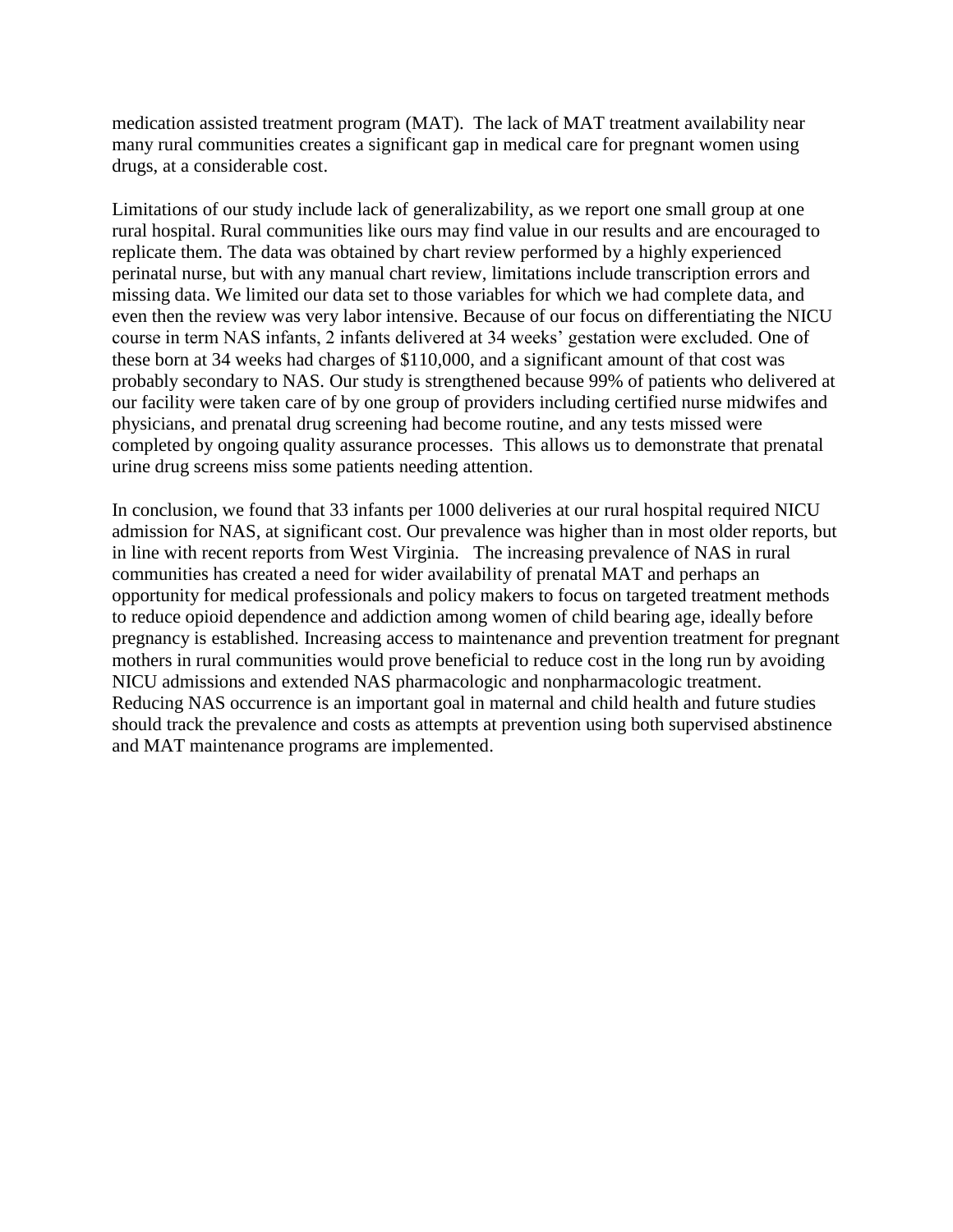medication assisted treatment program (MAT). The lack of MAT treatment availability near many rural communities creates a significant gap in medical care for pregnant women using drugs, at a considerable cost.

Limitations of our study include lack of generalizability, as we report one small group at one rural hospital. Rural communities like ours may find value in our results and are encouraged to replicate them. The data was obtained by chart review performed by a highly experienced perinatal nurse, but with any manual chart review, limitations include transcription errors and missing data. We limited our data set to those variables for which we had complete data, and even then the review was very labor intensive. Because of our focus on differentiating the NICU course in term NAS infants, 2 infants delivered at 34 weeks' gestation were excluded. One of these born at 34 weeks had charges of $110,000, and a significant amount of that cost was probably secondary to NAS. Our study is strengthened because 99% of patients who delivered at our facility were taken care of by one group of providers including certified nurse midwifes and physicians, and prenatal drug screening had become routine, and any tests missed were completed by ongoing quality assurance processes. This allows us to demonstrate that prenatal urine drug screens miss some patients needing attention.

In conclusion, we found that 33 infants per 1000 deliveries at our rural hospital required NICU admission for NAS, at significant cost. Our prevalence was higher than in most older reports, but in line with recent reports from West Virginia. The increasing prevalence of NAS in rural communities has created a need for wider availability of prenatal MAT and perhaps an opportunity for medical professionals and policy makers to focus on targeted treatment methods to reduce opioid dependence and addiction among women of child bearing age, ideally before pregnancy is established. Increasing access to maintenance and prevention treatment for pregnant mothers in rural communities would prove beneficial to reduce cost in the long run by avoiding NICU admissions and extended NAS pharmacologic and nonpharmacologic treatment. Reducing NAS occurrence is an important goal in maternal and child health and future studies should track the prevalence and costs as attempts at prevention using both supervised abstinence and MAT maintenance programs are implemented.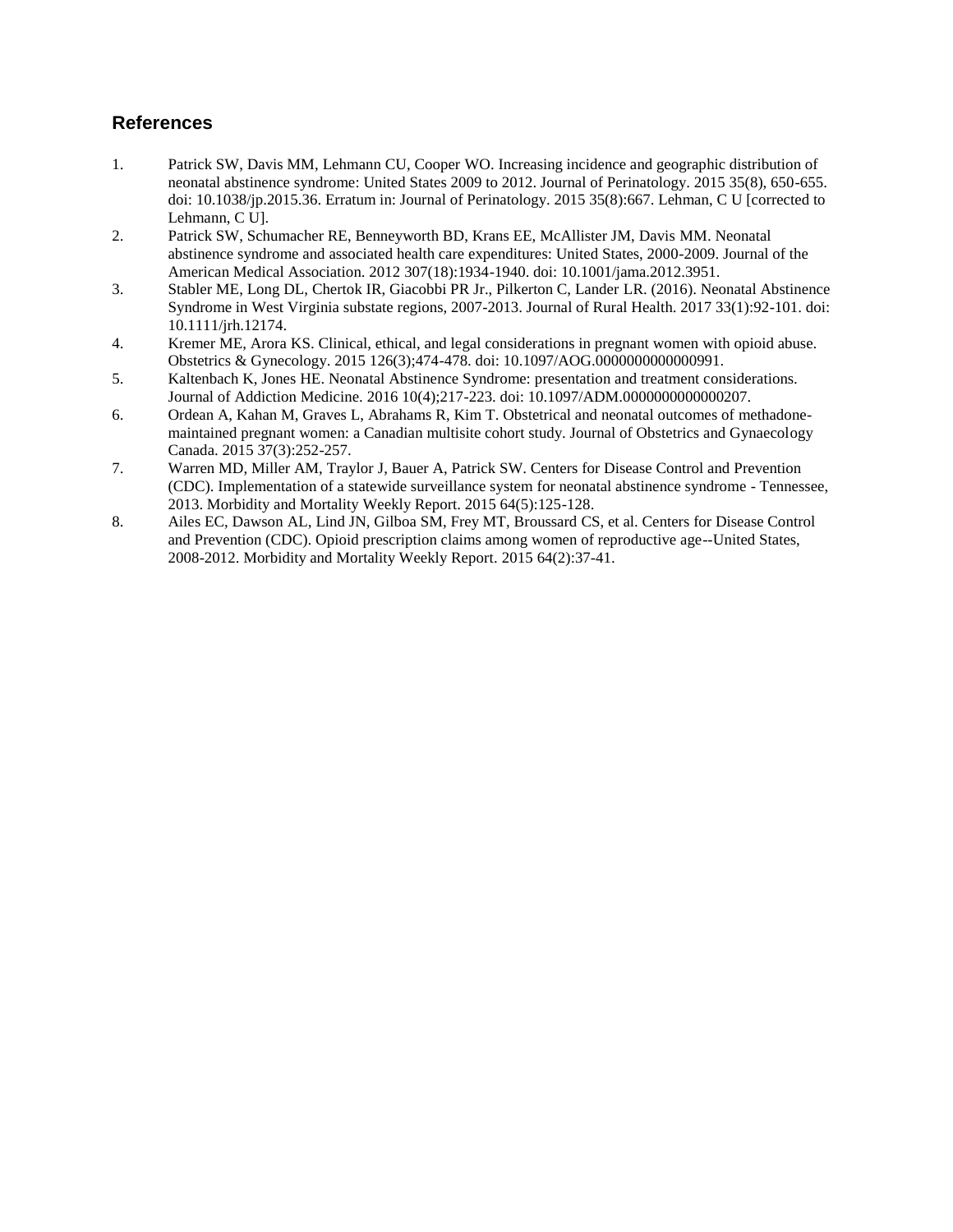## References

1. Patrick SW, Davis MM, Lehmann CU, Cooper WO. Increasing incidence and geographic distribution of neonatal abstinence syndrome: United States 2009 to 2012. Journal of Perinatology. 2015 35(8), 650-655. doi: 10.1038/jp.2015.36. Erratum in: Journal of Perinatology. 2015 35(8):667. Lehman, C U [corrected to Lehmann, C U].
2. Patrick SW, Schumacher RE, Benneyworth BD, Krans EE, McAllister JM, Davis MM. Neonatal abstinence syndrome and associated health care expenditures: United States, 2000-2009. Journal of the American Medical Association. 2012 307(18):1934-1940. doi: 10.1001/jama.2012.3951.
3. Stabler ME, Long DL, Chertok IR, Giacobbi PR Jr., Pilkerton C, Lander LR. (2016). Neonatal Abstinence Syndrome in West Virginia substate regions, 2007-2013. Journal of Rural Health. 2017 33(1):92-101. doi: 10.1111/jrh.12174.
4. Kremer ME, Arora KS. Clinical, ethical, and legal considerations in pregnant women with opioid abuse. Obstetrics & Gynecology. 2015 126(3);474-478. doi: 10.1097/AOG.0000000000000991.
5. Kaltenbach K, Jones HE. Neonatal Abstinence Syndrome: presentation and treatment considerations. Journal of Addiction Medicine. 2016 10(4);217-223. doi: 10.1097/ADM.0000000000000207.
6. Ordean A, Kahan M, Graves L, Abrahams R, Kim T. Obstetrical and neonatal outcomes of methadone-maintained pregnant women: a Canadian multisite cohort study. Journal of Obstetrics and Gynaecology Canada. 2015 37(3):252-257.
7. Warren MD, Miller AM, Traylor J, Bauer A, Patrick SW. Centers for Disease Control and Prevention (CDC). Implementation of a statewide surveillance system for neonatal abstinence syndrome - Tennessee, 2013. Morbidity and Mortality Weekly Report. 2015 64(5):125-128.
8. Ailes EC, Dawson AL, Lind JN, Gilboa SM, Frey MT, Broussard CS, et al. Centers for Disease Control and Prevention (CDC). Opioid prescription claims among women of reproductive age--United States, 2008-2012. Morbidity and Mortality Weekly Report. 2015 64(2):37-41.